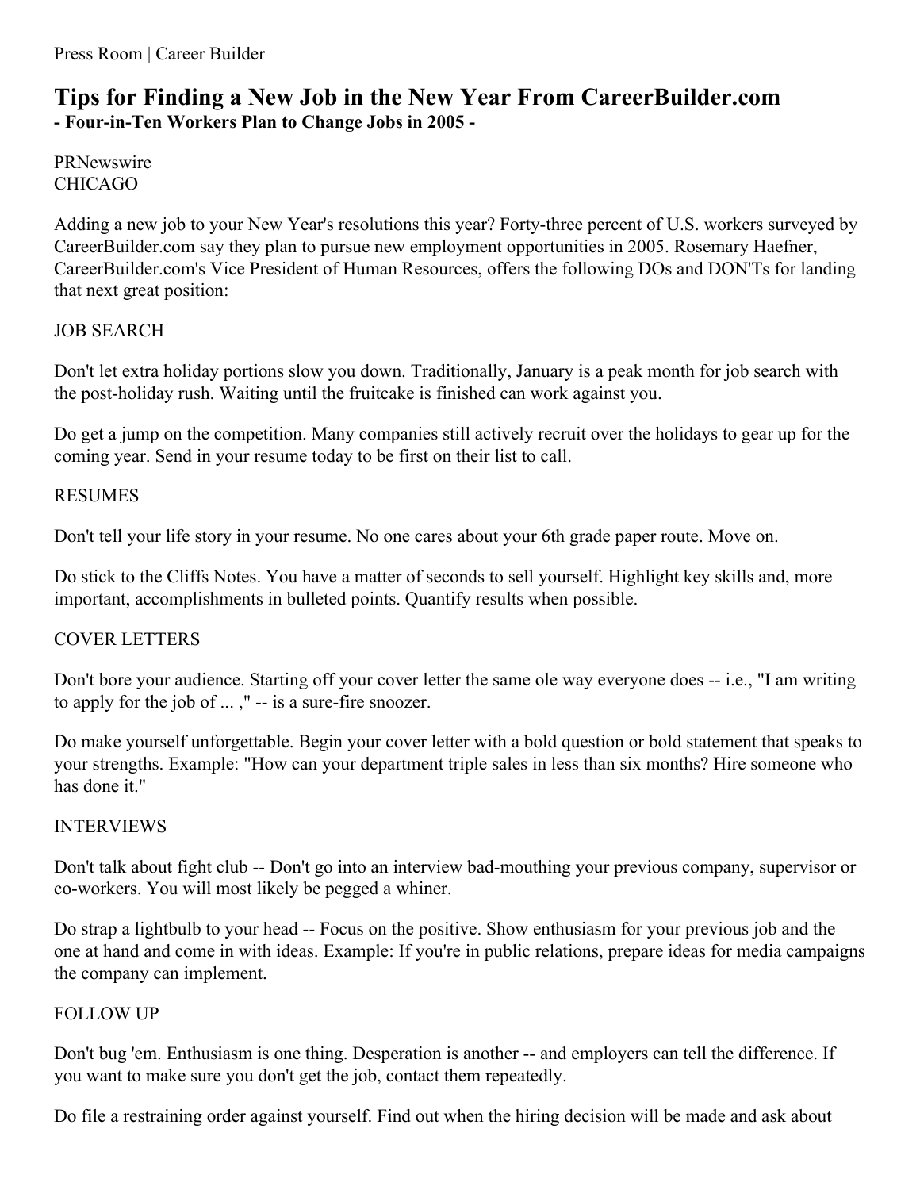Press Room | Career Builder

# Tips for Finding a New Job in the New Year From CareerBuilder.com

**- Four-in-Ten Workers Plan to Change Jobs in 2005 -**

PRNewswire
CHICAGO

Adding a new job to your New Year's resolutions this year? Forty-three percent of U.S. workers surveyed by CareerBuilder.com say they plan to pursue new employment opportunities in 2005. Rosemary Haefner, CareerBuilder.com's Vice President of Human Resources, offers the following DOs and DON'Ts for landing that next great position:

JOB SEARCH

Don't let extra holiday portions slow you down. Traditionally, January is a peak month for job search with the post-holiday rush. Waiting until the fruitcake is finished can work against you.

Do get a jump on the competition. Many companies still actively recruit over the holidays to gear up for the coming year. Send in your resume today to be first on their list to call.

RESUMES

Don't tell your life story in your resume. No one cares about your 6th grade paper route. Move on.

Do stick to the Cliffs Notes. You have a matter of seconds to sell yourself. Highlight key skills and, more important, accomplishments in bulleted points. Quantify results when possible.

COVER LETTERS

Don't bore your audience. Starting off your cover letter the same ole way everyone does -- i.e., "I am writing to apply for the job of ... ," -- is a sure-fire snoozer.

Do make yourself unforgettable. Begin your cover letter with a bold question or bold statement that speaks to your strengths. Example: "How can your department triple sales in less than six months? Hire someone who has done it."

INTERVIEWS

Don't talk about fight club -- Don't go into an interview bad-mouthing your previous company, supervisor or co-workers. You will most likely be pegged a whiner.

Do strap a lightbulb to your head -- Focus on the positive. Show enthusiasm for your previous job and the one at hand and come in with ideas. Example: If you're in public relations, prepare ideas for media campaigns the company can implement.

FOLLOW UP

Don't bug 'em. Enthusiasm is one thing. Desperation is another -- and employers can tell the difference. If you want to make sure you don't get the job, contact them repeatedly.

Do file a restraining order against yourself. Find out when the hiring decision will be made and ask about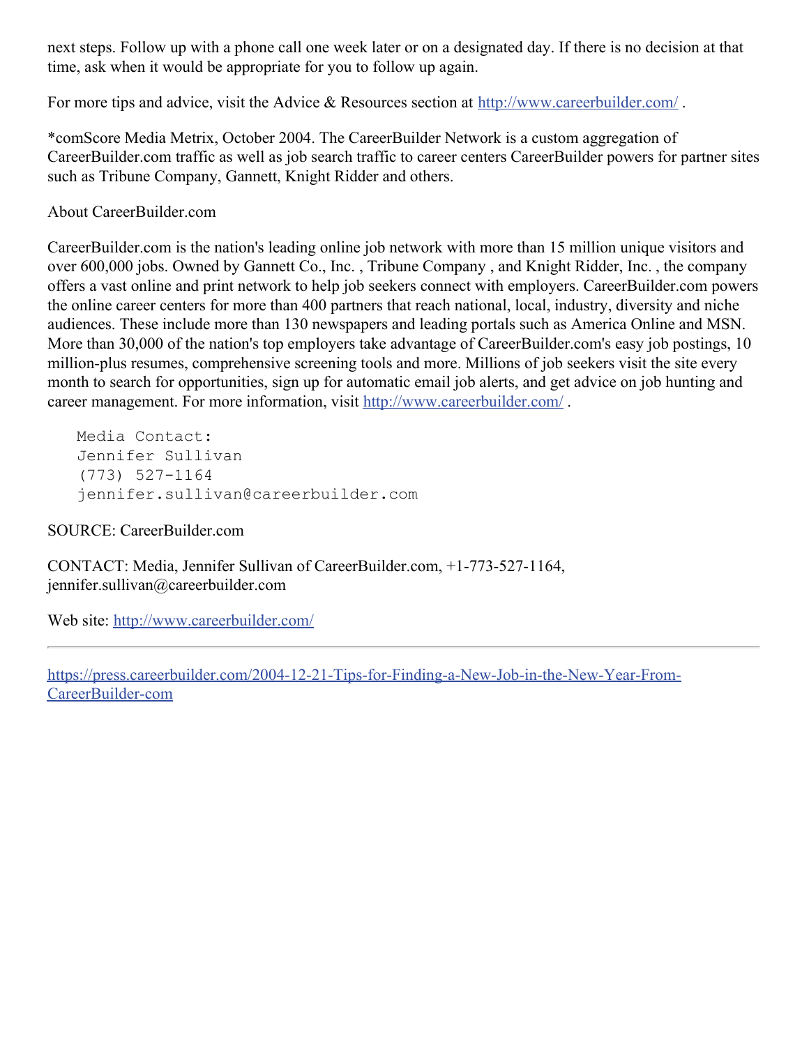next steps. Follow up with a phone call one week later or on a designated day. If there is no decision at that time, ask when it would be appropriate for you to follow up again.

For more tips and advice, visit the Advice & Resources section at http://www.careerbuilder.com/ .

*comScore Media Metrix, October 2004. The CareerBuilder Network is a custom aggregation of CareerBuilder.com traffic as well as job search traffic to career centers CareerBuilder powers for partner sites such as Tribune Company, Gannett, Knight Ridder and others.

About CareerBuilder.com

CareerBuilder.com is the nation's leading online job network with more than 15 million unique visitors and over 600,000 jobs. Owned by Gannett Co., Inc. , Tribune Company , and Knight Ridder, Inc. , the company offers a vast online and print network to help job seekers connect with employers. CareerBuilder.com powers the online career centers for more than 400 partners that reach national, local, industry, diversity and niche audiences. These include more than 130 newspapers and leading portals such as America Online and MSN. More than 30,000 of the nation's top employers take advantage of CareerBuilder.com's easy job postings, 10 million-plus resumes, comprehensive screening tools and more. Millions of job seekers visit the site every month to search for opportunities, sign up for automatic email job alerts, and get advice on job hunting and career management. For more information, visit http://www.careerbuilder.com/ .

```
Media Contact:
Jennifer Sullivan
(773) 527-1164
jennifer.sullivan@careerbuilder.com
```

SOURCE: CareerBuilder.com

CONTACT: Media, Jennifer Sullivan of CareerBuilder.com, +1-773-527-1164, jennifer.sullivan@careerbuilder.com

Web site: http://www.careerbuilder.com/

---

https://press.careerbuilder.com/2004-12-21-Tips-for-Finding-a-New-Job-in-the-New-Year-From-CareerBuilder-com